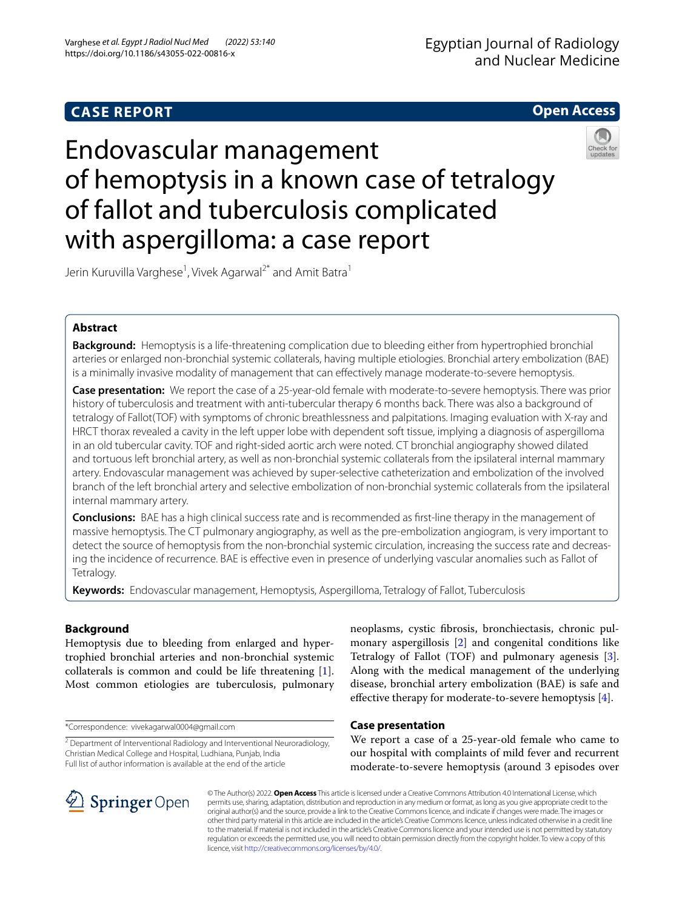Egyptian Journal of Radiology and Nuclear Medicine

**CASE REPORT** **Open Access**

# Endovascular management of hemoptysis in a known case of tetralogy of fallot and tuberculosis complicated with aspergilloma: a case report

Jerin Kuruvilla Varghese[1], Vivek Agarwal[2*] and Amit Batra[1]

## Abstract

**Background:** Hemoptysis is a life-threatening complication due to bleeding either from hypertrophied bronchial arteries or enlarged non-bronchial systemic collaterals, having multiple etiologies. Bronchial artery embolization (BAE) is a minimally invasive modality of management that can effectively manage moderate-to-severe hemoptysis.

**Case presentation:** We report the case of a 25-year-old female with moderate-to-severe hemoptysis. There was prior history of tuberculosis and treatment with anti-tubercular therapy 6 months back. There was also a background of tetralogy of Fallot(TOF) with symptoms of chronic breathlessness and palpitations. Imaging evaluation with X-ray and HRCT thorax revealed a cavity in the left upper lobe with dependent soft tissue, implying a diagnosis of aspergilloma in an old tubercular cavity. TOF and right-sided aortic arch were noted. CT bronchial angiography showed dilated and tortuous left bronchial artery, as well as non-bronchial systemic collaterals from the ipsilateral internal mammary artery. Endovascular management was achieved by super-selective catheterization and embolization of the involved branch of the left bronchial artery and selective embolization of non-bronchial systemic collaterals from the ipsilateral internal mammary artery.

**Conclusions:** BAE has a high clinical success rate and is recommended as first-line therapy in the management of massive hemoptysis. The CT pulmonary angiography, as well as the pre-embolization angiogram, is very important to detect the source of hemoptysis from the non-bronchial systemic circulation, increasing the success rate and decreasing the incidence of recurrence. BAE is effective even in presence of underlying vascular anomalies such as Fallot of Tetralogy.

**Keywords:** Endovascular management, Hemoptysis, Aspergilloma, Tetralogy of Fallot, Tuberculosis

## Background

Hemoptysis due to bleeding from enlarged and hypertrophied bronchial arteries and non-bronchial systemic collaterals is common and could be life threatening [1]. Most common etiologies are tuberculosis, pulmonary neoplasms, cystic fibrosis, bronchiectasis, chronic pulmonary aspergillosis [2] and congenital conditions like Tetralogy of Fallot (TOF) and pulmonary agenesis [3]. Along with the medical management of the underlying disease, bronchial artery embolization (BAE) is safe and effective therapy for moderate-to-severe hemoptysis [4].

## Case presentation

We report a case of a 25-year-old female who came to our hospital with complaints of mild fever and recurrent moderate-to-severe hemoptysis (around 3 episodes over

*Correspondence: vivekagarwal0004@gmail.com

[2] Department of Interventional Radiology and Interventional Neuroradiology, Christian Medical College and Hospital, Ludhiana, Punjab, India

Full list of author information is available at the end of the article

© The Author(s) 2022. **Open Access** This article is licensed under a Creative Commons Attribution 4.0 International License, which permits use, sharing, adaptation, distribution and reproduction in any medium or format, as long as you give appropriate credit to the original author(s) and the source, provide a link to the Creative Commons licence, and indicate if changes were made. The images or other third party material in this article are included in the article's Creative Commons licence, unless indicated otherwise in a credit line to the material. If material is not included in the article's Creative Commons licence and your intended use is not permitted by statutory regulation or exceeds the permitted use, you will need to obtain permission directly from the copyright holder. To view a copy of this licence, visit http://creativecommons.org/licenses/by/4.0/.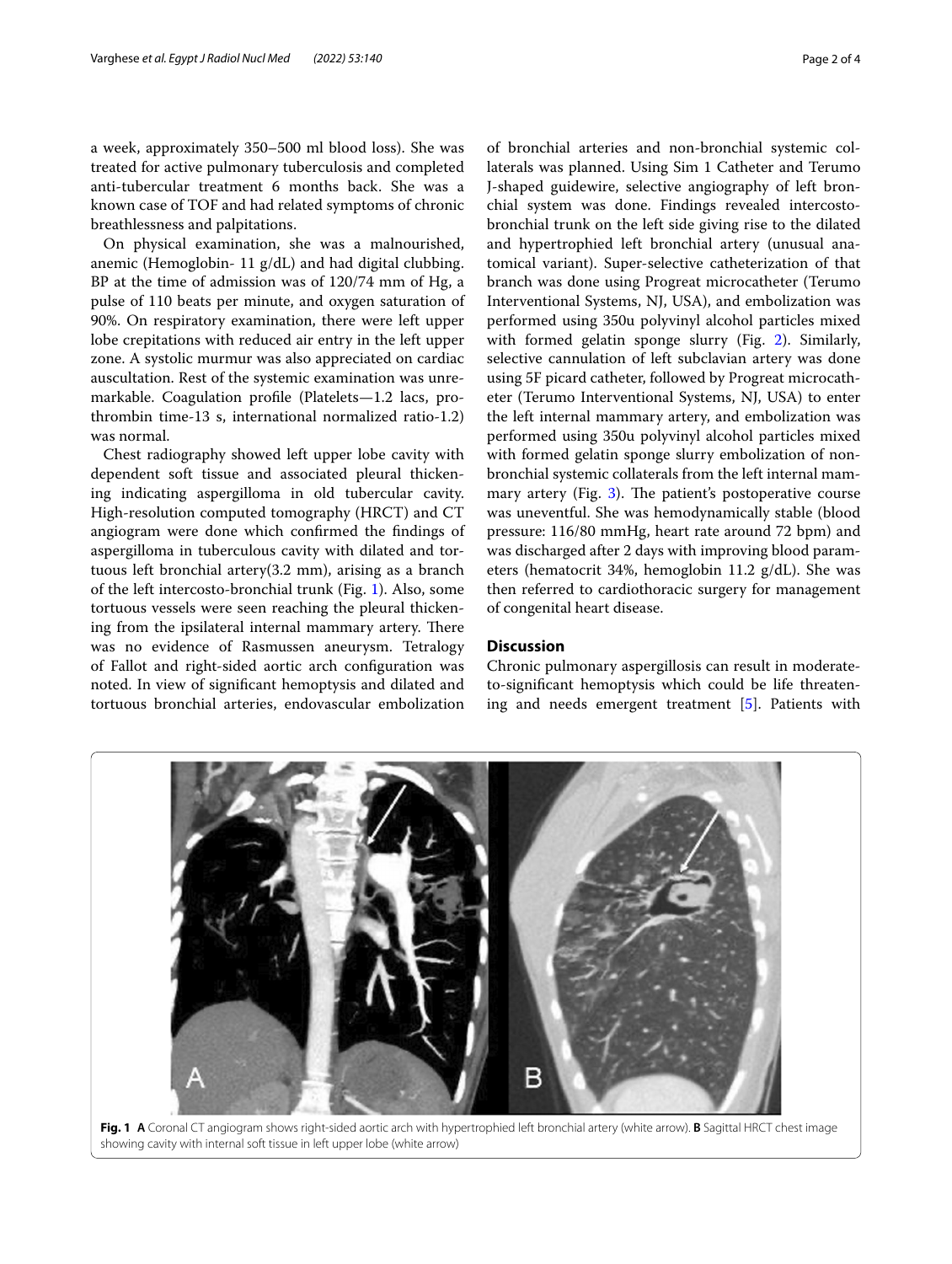a week, approximately 350–500 ml blood loss). She was treated for active pulmonary tuberculosis and completed anti-tubercular treatment 6 months back. She was a known case of TOF and had related symptoms of chronic breathlessness and palpitations.

On physical examination, she was a malnourished, anemic (Hemoglobin- 11 g/dL) and had digital clubbing. BP at the time of admission was of 120/74 mm of Hg, a pulse of 110 beats per minute, and oxygen saturation of 90%. On respiratory examination, there were left upper lobe crepitations with reduced air entry in the left upper zone. A systolic murmur was also appreciated on cardiac auscultation. Rest of the systemic examination was unremarkable. Coagulation profile (Platelets—1.2 lacs, prothrombin time-13 s, international normalized ratio-1.2) was normal.

Chest radiography showed left upper lobe cavity with dependent soft tissue and associated pleural thickening indicating aspergilloma in old tubercular cavity. High-resolution computed tomography (HRCT) and CT angiogram were done which confirmed the findings of aspergilloma in tuberculous cavity with dilated and tortuous left bronchial artery(3.2 mm), arising as a branch of the left intercosto-bronchial trunk (Fig. 1). Also, some tortuous vessels were seen reaching the pleural thickening from the ipsilateral internal mammary artery. There was no evidence of Rasmussen aneurysm. Tetralogy of Fallot and right-sided aortic arch configuration was noted. In view of significant hemoptysis and dilated and tortuous bronchial arteries, endovascular embolization of bronchial arteries and non-bronchial systemic collaterals was planned. Using Sim 1 Catheter and Terumo J-shaped guidewire, selective angiography of left bronchial system was done. Findings revealed intercostobronchial trunk on the left side giving rise to the dilated and hypertrophied left bronchial artery (unusual anatomical variant). Super-selective catheterization of that branch was done using Progreat microcatheter (Terumo Interventional Systems, NJ, USA), and embolization was performed using 350u polyvinyl alcohol particles mixed with formed gelatin sponge slurry (Fig. 2). Similarly, selective cannulation of left subclavian artery was done using 5F picard catheter, followed by Progreat microcatheter (Terumo Interventional Systems, NJ, USA) to enter the left internal mammary artery, and embolization was performed using 350u polyvinyl alcohol particles mixed with formed gelatin sponge slurry embolization of non-bronchial systemic collaterals from the left internal mammary artery (Fig. 3). The patient's postoperative course was uneventful. She was hemodynamically stable (blood pressure: 116/80 mmHg, heart rate around 72 bpm) and was discharged after 2 days with improving blood parameters (hematocrit 34%, hemoglobin 11.2 g/dL). She was then referred to cardiothoracic surgery for management of congenital heart disease.

## Discussion

Chronic pulmonary aspergillosis can result in moderate-to-significant hemoptysis which could be life threatening and needs emergent treatment [5]. Patients with

**Fig. 1** **A** Coronal CT angiogram shows right-sided aortic arch with hypertrophied left bronchial artery (white arrow). **B** Sagittal HRCT chest image showing cavity with internal soft tissue in left upper lobe (white arrow)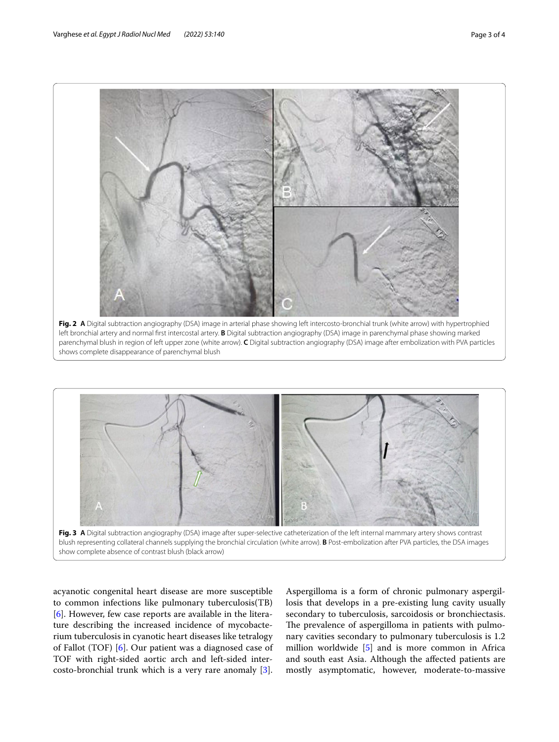**Fig. 2** **A** Digital subtraction angiography (DSA) image in arterial phase showing left intercosto-bronchial trunk (white arrow) with hypertrophied left bronchial artery and normal first intercostal artery. **B** Digital subtraction angiography (DSA) image in parenchymal phase showing marked parenchymal blush in region of left upper zone (white arrow). **C** Digital subtraction angiography (DSA) image after embolization with PVA particles shows complete disappearance of parenchymal blush

**Fig. 3** **A** Digital subtraction angiography (DSA) image after super-selective catheterization of the left internal mammary artery shows contrast blush representing collateral channels supplying the bronchial circulation (white arrow). **B** Post-embolization after PVA particles, the DSA images show complete absence of contrast blush (black arrow)

acyanotic congenital heart disease are more susceptible to common infections like pulmonary tuberculosis(TB) [6]. However, few case reports are available in the literature describing the increased incidence of mycobacterium tuberculosis in cyanotic heart diseases like tetralogy of Fallot (TOF) [6]. Our patient was a diagnosed case of TOF with right-sided aortic arch and left-sided intercosto-bronchial trunk which is a very rare anomaly [3].

Aspergilloma is a form of chronic pulmonary aspergillosis that develops in a pre-existing lung cavity usually secondary to tuberculosis, sarcoidosis or bronchiectasis. The prevalence of aspergilloma in patients with pulmonary cavities secondary to pulmonary tuberculosis is 1.2 million worldwide [5] and is more common in Africa and south east Asia. Although the affected patients are mostly asymptomatic, however, moderate-to-massive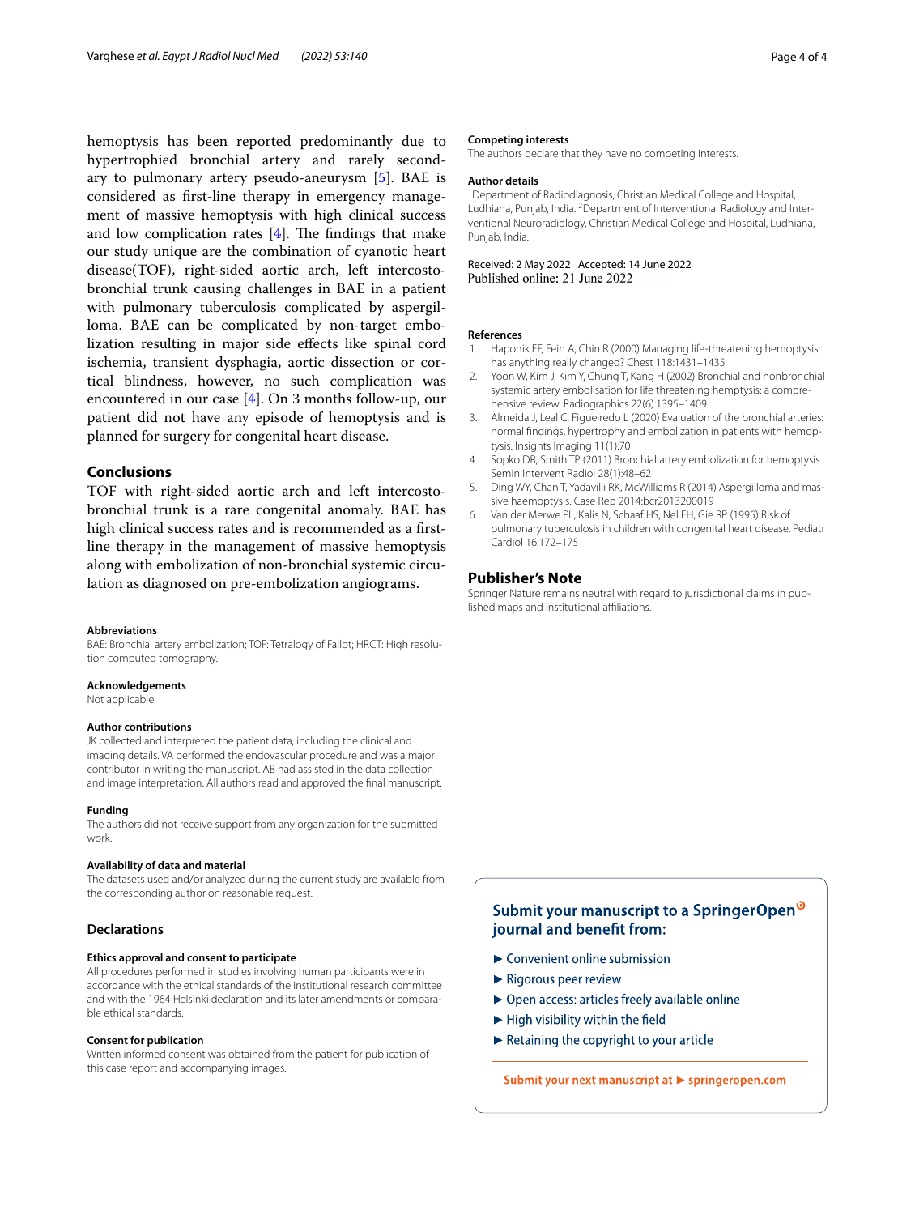hemoptysis has been reported predominantly due to hypertrophied bronchial artery and rarely secondary to pulmonary artery pseudo-aneurysm [5]. BAE is considered as first-line therapy in emergency management of massive hemoptysis with high clinical success and low complication rates [4]. The findings that make our study unique are the combination of cyanotic heart disease(TOF), right-sided aortic arch, left intercostobronchial trunk causing challenges in BAE in a patient with pulmonary tuberculosis complicated by aspergilloma. BAE can be complicated by non-target embolization resulting in major side effects like spinal cord ischemia, transient dysphagia, aortic dissection or cortical blindness, however, no such complication was encountered in our case [4]. On 3 months follow-up, our patient did not have any episode of hemoptysis and is planned for surgery for congenital heart disease.

## Conclusions

TOF with right-sided aortic arch and left intercostobronchial trunk is a rare congenital anomaly. BAE has high clinical success rates and is recommended as a first-line therapy in the management of massive hemoptysis along with embolization of non-bronchial systemic circulation as diagnosed on pre-embolization angiograms.

#### Abbreviations

BAE: Bronchial artery embolization; TOF: Tetralogy of Fallot; HRCT: High resolution computed tomography.

#### Acknowledgements

Not applicable.

#### Author contributions

JK collected and interpreted the patient data, including the clinical and imaging details. VA performed the endovascular procedure and was a major contributor in writing the manuscript. AB had assisted in the data collection and image interpretation. All authors read and approved the final manuscript.

#### Funding

The authors did not receive support from any organization for the submitted work.

#### Availability of data and material

The datasets used and/or analyzed during the current study are available from the corresponding author on reasonable request.

### Declarations

#### Ethics approval and consent to participate

All procedures performed in studies involving human participants were in accordance with the ethical standards of the institutional research committee and with the 1964 Helsinki declaration and its later amendments or comparable ethical standards.

#### Consent for publication

Written informed consent was obtained from the patient for publication of this case report and accompanying images.

#### Competing interests

The authors declare that they have no competing interests.

#### Author details

[1] Department of Radiodiagnosis, Christian Medical College and Hospital, Ludhiana, Punjab, India. [2] Department of Interventional Radiology and Interventional Neuroradiology, Christian Medical College and Hospital, Ludhiana, Punjab, India.

Received: 2 May 2022 Accepted: 14 June 2022
Published online: 21 June 2022

#### References

1. Haponik EF, Fein A, Chin R (2000) Managing life-threatening hemoptysis: has anything really changed? Chest 118:1431–1435
2. Yoon W, Kim J, Kim Y, Chung T, Kang H (2002) Bronchial and nonbronchial systemic artery embolisation for life threatening hemptysis: a comprehensive review. Radiographics 22(6):1395–1409
3. Almeida J, Leal C, Figueiredo L (2020) Evaluation of the bronchial arteries: normal findings, hypertrophy and embolization in patients with hemoptysis. Insights Imaging 11(1):70
4. Sopko DR, Smith TP (2011) Bronchial artery embolization for hemoptysis. Semin Intervent Radiol 28(1):48–62
5. Ding WY, Chan T, Yadavilli RK, McWilliams R (2014) Aspergilloma and massive haemoptysis. Case Rep 2014:bcr2013200019
6. Van der Merwe PL, Kalis N, Schaaf HS, Nel EH, Gie RP (1995) Risk of pulmonary tuberculosis in children with congenital heart disease. Pediatr Cardiol 16:172–175

## Publisher's Note

Springer Nature remains neutral with regard to jurisdictional claims in published maps and institutional affiliations.